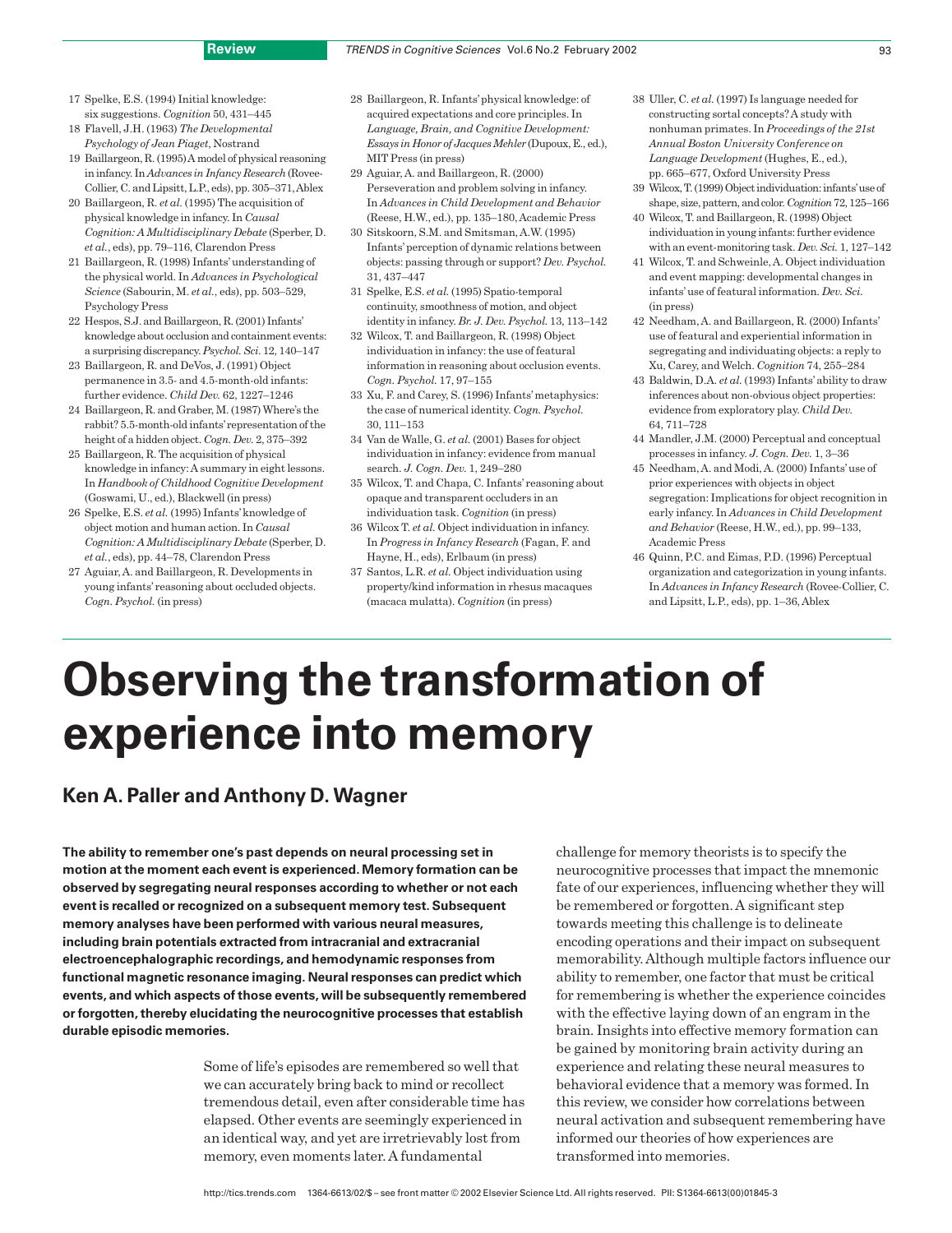17 Spelke, E.S. (1994) Initial knowledge: six suggestions. *Cognition* 50, 431–445
18 Flavell, J.H. (1963) *The Developmental Psychology of Jean Piaget*, Nostrand
19 Baillargeon, R. (1995) A model of physical reasoning in infancy. In *Advances in Infancy Research* (Rovee-Collier, C. and Lipsitt, L.P., eds), pp. 305–371, Ablex
20 Baillargeon, R. *et al.* (1995) The acquisition of physical knowledge in infancy. In *Causal Cognition: A Multidisciplinary Debate* (Sperber, D. *et al.*, eds), pp. 79–116, Clarendon Press
21 Baillargeon, R. (1998) Infants' understanding of the physical world. In *Advances in Psychological Science* (Sabourin, M. *et al.*, eds), pp. 503–529, Psychology Press
22 Hespos, S.J. and Baillargeon, R. (2001) Infants' knowledge about occlusion and containment events: a surprising discrepancy. *Psychol. Sci.* 12, 140–147
23 Baillargeon, R. and DeVos, J. (1991) Object permanence in 3.5- and 4.5-month-old infants: further evidence. *Child Dev.* 62, 1227–1246
24 Baillargeon, R. and Graber, M. (1987) Where's the rabbit? 5.5-month-old infants' representation of the height of a hidden object. *Cogn. Dev.* 2, 375–392
25 Baillargeon, R. The acquisition of physical knowledge in infancy: A summary in eight lessons. In *Handbook of Childhood Cognitive Development* (Goswami, U., ed.), Blackwell (in press)
26 Spelke, E.S. *et al.* (1995) Infants' knowledge of object motion and human action. In *Causal Cognition: A Multidisciplinary Debate* (Sperber, D. *et al.*, eds), pp. 44–78, Clarendon Press
27 Aguiar, A. and Baillargeon, R. Developments in young infants' reasoning about occluded objects. *Cogn. Psychol.* (in press)
28 Baillargeon, R. Infants' physical knowledge: of acquired expectations and core principles. In *Language, Brain, and Cognitive Development: Essays in Honor of Jacques Mehler* (Dupoux, E., ed.), MIT Press (in press)
29 Aguiar, A. and Baillargeon, R. (2000) Perseveration and problem solving in infancy. In *Advances in Child Development and Behavior* (Reese, H.W., ed.), pp. 135–180, Academic Press
30 Sitskoorn, S.M. and Smitsman, A.W. (1995) Infants' perception of dynamic relations between objects: passing through or support? *Dev. Psychol.* 31, 437–447
31 Spelke, E.S. *et al.* (1995) Spatio-temporal continuity, smoothness of motion, and object identity in infancy. *Br. J. Dev. Psychol.* 13, 113–142
32 Wilcox, T. and Baillargeon, R. (1998) Object individuation in infancy: the use of featural information in reasoning about occlusion events. *Cogn. Psychol.* 17, 97–155
33 Xu, F. and Carey, S. (1996) Infants' metaphysics: the case of numerical identity. *Cogn. Psychol.* 30, 111–153
34 Van de Walle, G. *et al.* (2001) Bases for object individuation in infancy: evidence from manual search. *J. Cogn. Dev.* 1, 249–280
35 Wilcox, T. and Chapa, C. Infants' reasoning about opaque and transparent occluders in an individuation task. *Cognition* (in press)
36 Wilcox T. *et al.* Object individuation in infancy. In *Progress in Infancy Research* (Fagan, F. and Hayne, H., eds), Erlbaum (in press)
37 Santos, L.R. *et al.* Object individuation using property/kind information in rhesus macaques (macaca mulatta). *Cognition* (in press)
38 Uller, C. *et al.* (1997) Is language needed for constructing sortal concepts? A study with nonhuman primates. In *Proceedings of the 21st Annual Boston University Conference on Language Development* (Hughes, E., ed.), pp. 665–677, Oxford University Press
39 Wilcox, T. (1999) Object individuation: infants' use of shape, size, pattern, and color. *Cognition* 72, 125–166
40 Wilcox, T. and Baillargeon, R. (1998) Object individuation in young infants: further evidence with an event-monitoring task. *Dev. Sci.* 1, 127–142
41 Wilcox, T. and Schweinle, A. Object individuation and event mapping: developmental changes in infants' use of featural information. *Dev. Sci.* (in press)
42 Needham, A. and Baillargeon, R. (2000) Infants' use of featural and experiential information in segregating and individuating objects: a reply to Xu, Carey, and Welch. *Cognition* 74, 255–284
43 Baldwin, D.A. *et al.* (1993) Infants' ability to draw inferences about non-obvious object properties: evidence from exploratory play. *Child Dev.* 64, 711–728
44 Mandler, J.M. (2000) Perceptual and conceptual processes in infancy. *J. Cogn. Dev.* 1, 3–36
45 Needham, A. and Modi, A. (2000) Infants' use of prior experiences with objects in object segregation: Implications for object recognition in early infancy. In *Advances in Child Development and Behavior* (Reese, H.W., ed.), pp. 99–133, Academic Press
46 Quinn, P.C. and Eimas, P.D. (1996) Perceptual organization and categorization in young infants. In *Advances in Infancy Research* (Rovee-Collier, C. and Lipsitt, L.P., eds), pp. 1–36, Ablex

# Observing the transformation of experience into memory

## Ken A. Paller and Anthony D. Wagner

**The ability to remember one's past depends on neural processing set in motion at the moment each event is experienced. Memory formation can be observed by segregating neural responses according to whether or not each event is recalled or recognized on a subsequent memory test. Subsequent memory analyses have been performed with various neural measures, including brain potentials extracted from intracranial and extracranial electroencephalographic recordings, and hemodynamic responses from functional magnetic resonance imaging. Neural responses can predict which events, and which aspects of those events, will be subsequently remembered or forgotten, thereby elucidating the neurocognitive processes that establish durable episodic memories.**

Some of life's episodes are remembered so well that we can accurately bring back to mind or recollect tremendous detail, even after considerable time has elapsed. Other events are seemingly experienced in an identical way, and yet are irretrievably lost from memory, even moments later. A fundamental challenge for memory theorists is to specify the neurocognitive processes that impact the mnemonic fate of our experiences, influencing whether they will be remembered or forgotten. A significant step towards meeting this challenge is to delineate encoding operations and their impact on subsequent memorability. Although multiple factors influence our ability to remember, one factor that must be critical for remembering is whether the experience coincides with the effective laying down of an engram in the brain. Insights into effective memory formation can be gained by monitoring brain activity during an experience and relating these neural measures to behavioral evidence that a memory was formed. In this review, we consider how correlations between neural activation and subsequent remembering have informed our theories of how experiences are transformed into memories.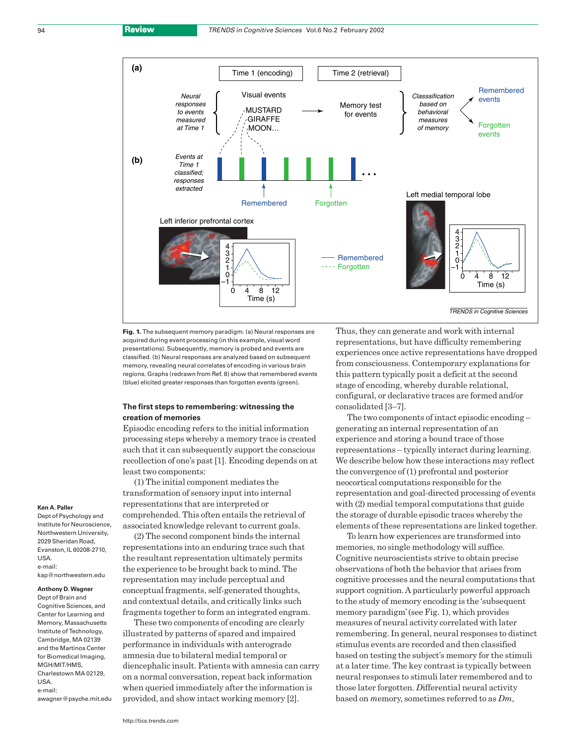Fig. 1. The subsequent memory paradigm. (a) Neural responses are acquired during event processing (in this example, visual word presentations). Subsequently, memory is probed and events are classified. (b) Neural responses are analyzed based on subsequent memory, revealing neural correlates of encoding in various brain regions. Graphs (redrawn from Ref. 8) show that remembered events (blue) elicited greater responses than forgotten events (green).

### The first steps to remembering: witnessing the creation of memories

Episodic encoding refers to the initial information processing steps whereby a memory trace is created such that it can subsequently support the conscious recollection of one's past [1]. Encoding depends on at least two components:

(1) The initial component mediates the transformation of sensory input into internal representations that are interpreted or comprehended. This often entails the retrieval of associated knowledge relevant to current goals.

(2) The second component binds the internal representations into an enduring trace such that the resultant representation ultimately permits the experience to be brought back to mind. The representation may include perceptual and conceptual fragments, self-generated thoughts, and contextual details, and critically links such fragments together to form an integrated engram.

These two components of encoding are clearly illustrated by patterns of spared and impaired performance in individuals with anterograde amnesia due to bilateral medial temporal or diencephalic insult. Patients with amnesia can carry on a normal conversation, repeat back information when queried immediately after the information is provided, and show intact working memory [2]. Thus, they can generate and work with internal representations, but have difficulty remembering experiences once active representations have dropped from consciousness. Contemporary explanations for this pattern typically posit a deficit at the second stage of encoding, whereby durable relational, configural, or declarative traces are formed and/or consolidated [3–7].

The two components of intact episodic encoding – generating an internal representation of an experience and storing a bound trace of those representations – typically interact during learning. We describe below how these interactions may reflect the convergence of (1) prefrontal and posterior neocortical computations responsible for the representation and goal-directed processing of events with (2) medial temporal computations that guide the storage of durable episodic traces whereby the elements of these representations are linked together.

To learn how experiences are transformed into memories, no single methodology will suffice. Cognitive neuroscientists strive to obtain precise observations of both the behavior that arises from cognitive processes and the neural computations that support cognition. A particularly powerful approach to the study of memory encoding is the 'subsequent memory paradigm' (see Fig. 1), which provides measures of neural activity correlated with later remembering. In general, neural responses to distinct stimulus events are recorded and then classified based on testing the subject's memory for the stimuli at a later time. The key contrast is typically between neural responses to stimuli later remembered and to those later forgotten. *D*ifferential neural activity based on *m*emory, sometimes referred to as *Dm*,

**Ken A. Paller**
Dept of Psychology and Institute for Neuroscience, Northwestern University, 2029 Sheridan Road, Evanston, IL 60208-2710, USA.
e-mail: kap@northwestern.edu

**Anthony D. Wagner**
Dept of Brain and Cognitive Sciences, and Center for Learning and Memory, Massachusetts Institute of Technology, Cambridge, MA 02139 and the Martinos Center for Biomedical Imaging, MGH/MIT/HMS, Charlestown MA 02129, USA.
e-mail: awagner@psyche.mit.edu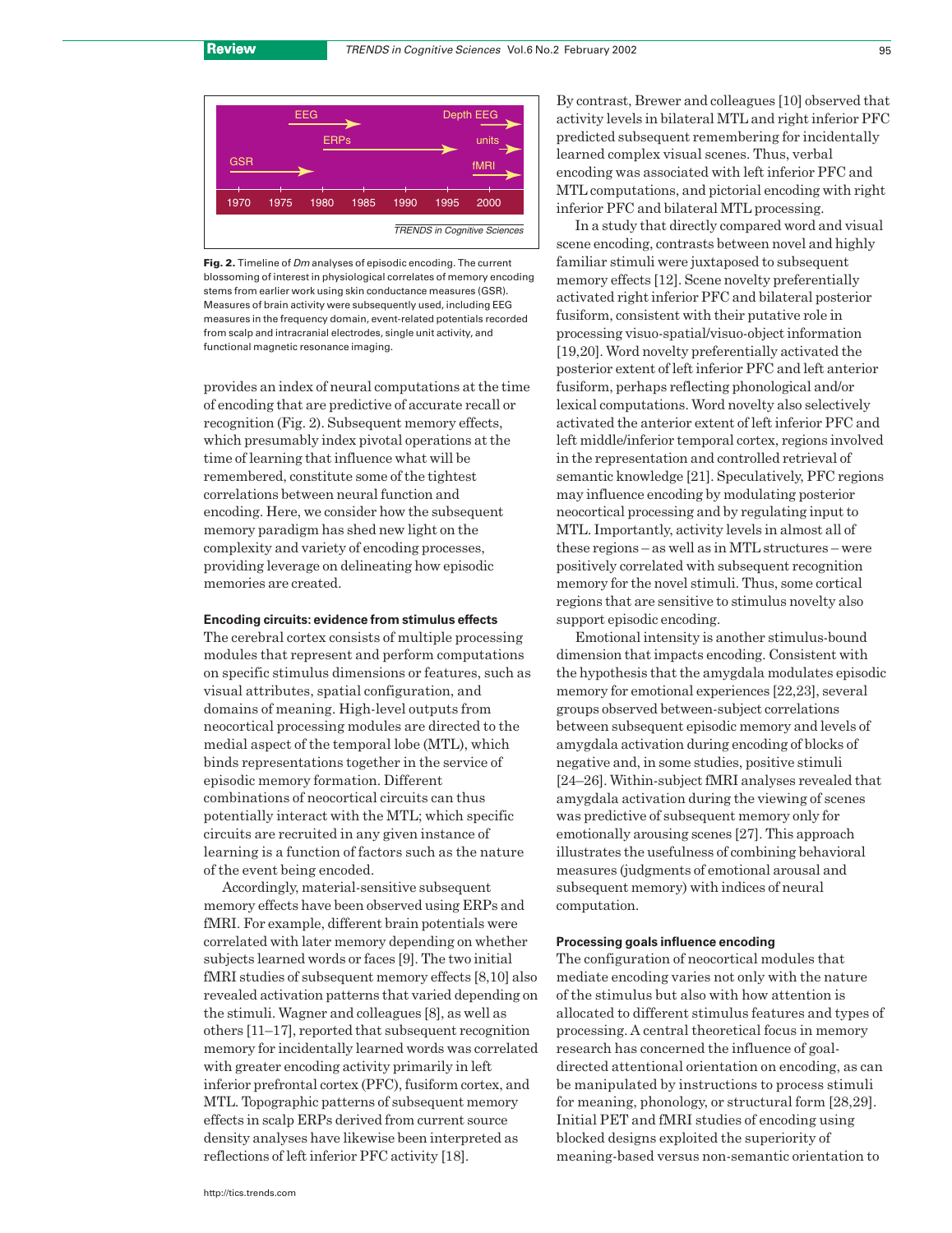**Fig. 2.** Timeline of *Dm* analyses of episodic encoding. The current blossoming of interest in physiological correlates of memory encoding stems from earlier work using skin conductance measures (GSR). Measures of brain activity were subsequently used, including EEG measures in the frequency domain, event-related potentials recorded from scalp and intracranial electrodes, single unit activity, and functional magnetic resonance imaging.

provides an index of neural computations at the time of encoding that are predictive of accurate recall or recognition (Fig. 2). Subsequent memory effects, which presumably index pivotal operations at the time of learning that influence what will be remembered, constitute some of the tightest correlations between neural function and encoding. Here, we consider how the subsequent memory paradigm has shed new light on the complexity and variety of encoding processes, providing leverage on delineating how episodic memories are created.

#### Encoding circuits: evidence from stimulus effects

The cerebral cortex consists of multiple processing modules that represent and perform computations on specific stimulus dimensions or features, such as visual attributes, spatial configuration, and domains of meaning. High-level outputs from neocortical processing modules are directed to the medial aspect of the temporal lobe (MTL), which binds representations together in the service of episodic memory formation. Different combinations of neocortical circuits can thus potentially interact with the MTL; which specific circuits are recruited in any given instance of learning is a function of factors such as the nature of the event being encoded.

Accordingly, material-sensitive subsequent memory effects have been observed using ERPs and fMRI. For example, different brain potentials were correlated with later memory depending on whether subjects learned words or faces [9]. The two initial fMRI studies of subsequent memory effects [8,10] also revealed activation patterns that varied depending on the stimuli. Wagner and colleagues [8], as well as others [11–17], reported that subsequent recognition memory for incidentally learned words was correlated with greater encoding activity primarily in left inferior prefrontal cortex (PFC), fusiform cortex, and MTL. Topographic patterns of subsequent memory effects in scalp ERPs derived from current source density analyses have likewise been interpreted as reflections of left inferior PFC activity [18].

By contrast, Brewer and colleagues [10] observed that activity levels in bilateral MTL and right inferior PFC predicted subsequent remembering for incidentally learned complex visual scenes. Thus, verbal encoding was associated with left inferior PFC and MTL computations, and pictorial encoding with right inferior PFC and bilateral MTL processing.

In a study that directly compared word and visual scene encoding, contrasts between novel and highly familiar stimuli were juxtaposed to subsequent memory effects [12]. Scene novelty preferentially activated right inferior PFC and bilateral posterior fusiform, consistent with their putative role in processing visuo-spatial/visuo-object information [19,20]. Word novelty preferentially activated the posterior extent of left inferior PFC and left anterior fusiform, perhaps reflecting phonological and/or lexical computations. Word novelty also selectively activated the anterior extent of left inferior PFC and left middle/inferior temporal cortex, regions involved in the representation and controlled retrieval of semantic knowledge [21]. Speculatively, PFC regions may influence encoding by modulating posterior neocortical processing and by regulating input to MTL. Importantly, activity levels in almost all of these regions – as well as in MTL structures – were positively correlated with subsequent recognition memory for the novel stimuli. Thus, some cortical regions that are sensitive to stimulus novelty also support episodic encoding.

Emotional intensity is another stimulus-bound dimension that impacts encoding. Consistent with the hypothesis that the amygdala modulates episodic memory for emotional experiences [22,23], several groups observed between-subject correlations between subsequent episodic memory and levels of amygdala activation during encoding of blocks of negative and, in some studies, positive stimuli [24–26]. Within-subject fMRI analyses revealed that amygdala activation during the viewing of scenes was predictive of subsequent memory only for emotionally arousing scenes [27]. This approach illustrates the usefulness of combining behavioral measures (judgments of emotional arousal and subsequent memory) with indices of neural computation.

#### Processing goals influence encoding

The configuration of neocortical modules that mediate encoding varies not only with the nature of the stimulus but also with how attention is allocated to different stimulus features and types of processing. A central theoretical focus in memory research has concerned the influence of goal-directed attentional orientation on encoding, as can be manipulated by instructions to process stimuli for meaning, phonology, or structural form [28,29]. Initial PET and fMRI studies of encoding using blocked designs exploited the superiority of meaning-based versus non-semantic orientation to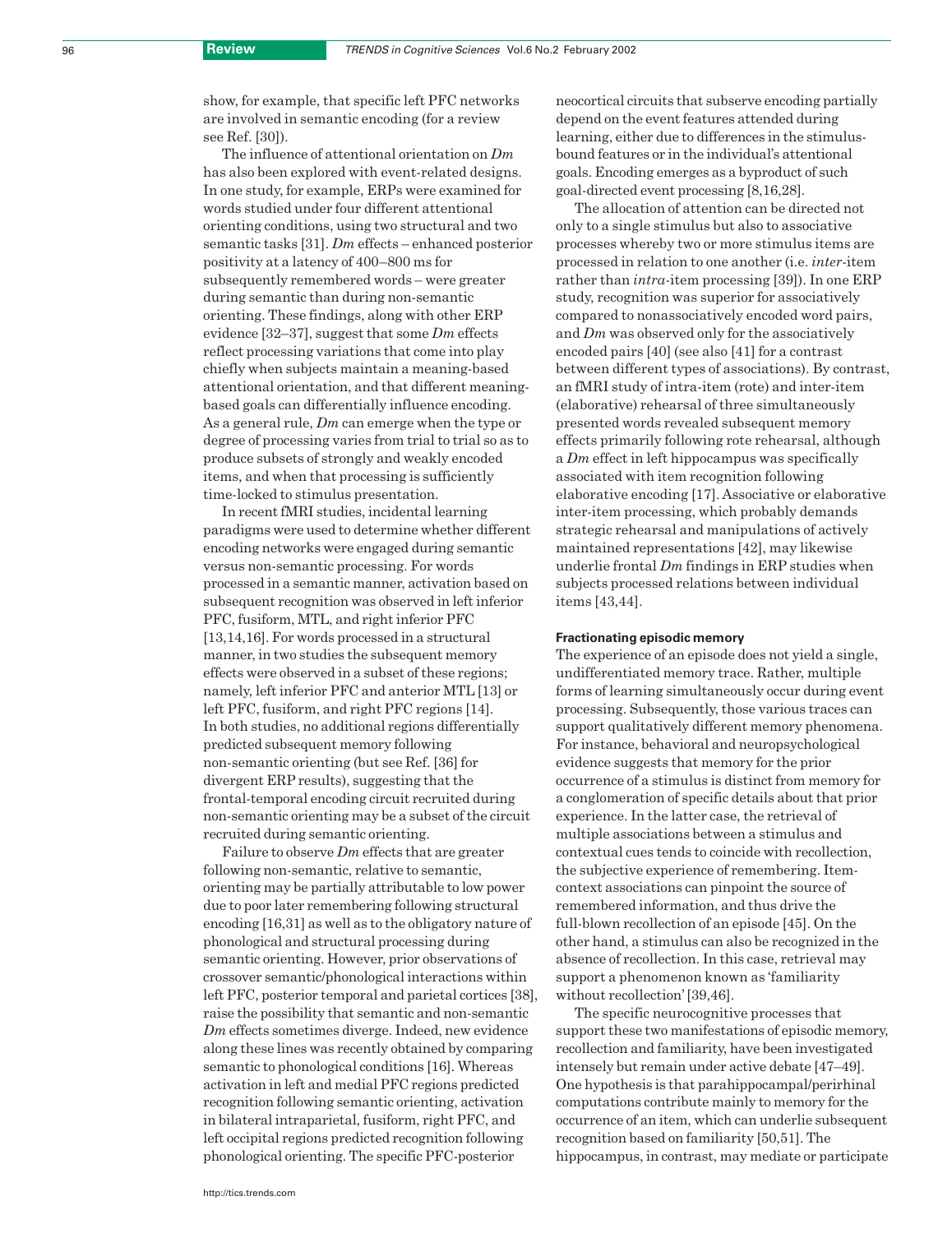show, for example, that specific left PFC networks are involved in semantic encoding (for a review see Ref. [30]).

The influence of attentional orientation on *Dm* has also been explored with event-related designs. In one study, for example, ERPs were examined for words studied under four different attentional orienting conditions, using two structural and two semantic tasks [31]. *Dm* effects – enhanced posterior positivity at a latency of 400–800 ms for subsequently remembered words – were greater during semantic than during non-semantic orienting. These findings, along with other ERP evidence [32–37], suggest that some *Dm* effects reflect processing variations that come into play chiefly when subjects maintain a meaning-based attentional orientation, and that different meaning-based goals can differentially influence encoding. As a general rule, *Dm* can emerge when the type or degree of processing varies from trial to trial so as to produce subsets of strongly and weakly encoded items, and when that processing is sufficiently time-locked to stimulus presentation.

In recent fMRI studies, incidental learning paradigms were used to determine whether different encoding networks were engaged during semantic versus non-semantic processing. For words processed in a semantic manner, activation based on subsequent recognition was observed in left inferior PFC, fusiform, MTL, and right inferior PFC [13,14,16]. For words processed in a structural manner, in two studies the subsequent memory effects were observed in a subset of these regions; namely, left inferior PFC and anterior MTL [13] or left PFC, fusiform, and right PFC regions [14]. In both studies, no additional regions differentially predicted subsequent memory following non-semantic orienting (but see Ref. [36] for divergent ERP results), suggesting that the frontal-temporal encoding circuit recruited during non-semantic orienting may be a subset of the circuit recruited during semantic orienting.

Failure to observe *Dm* effects that are greater following non-semantic, relative to semantic, orienting may be partially attributable to low power due to poor later remembering following structural encoding [16,31] as well as to the obligatory nature of phonological and structural processing during semantic orienting. However, prior observations of crossover semantic/phonological interactions within left PFC, posterior temporal and parietal cortices [38], raise the possibility that semantic and non-semantic *Dm* effects sometimes diverge. Indeed, new evidence along these lines was recently obtained by comparing semantic to phonological conditions [16]. Whereas activation in left and medial PFC regions predicted recognition following semantic orienting, activation in bilateral intraparietal, fusiform, right PFC, and left occipital regions predicted recognition following phonological orienting. The specific PFC-posterior neocortical circuits that subserve encoding partially depend on the event features attended during learning, either due to differences in the stimulus-bound features or in the individual's attentional goals. Encoding emerges as a byproduct of such goal-directed event processing [8,16,28].

The allocation of attention can be directed not only to a single stimulus but also to associative processes whereby two or more stimulus items are processed in relation to one another (i.e. *inter*-item rather than *intra*-item processing [39]). In one ERP study, recognition was superior for associatively compared to nonassociatively encoded word pairs, and *Dm* was observed only for the associatively encoded pairs [40] (see also [41] for a contrast between different types of associations). By contrast, an fMRI study of intra-item (rote) and inter-item (elaborative) rehearsal of three simultaneously presented words revealed subsequent memory effects primarily following rote rehearsal, although a *Dm* effect in left hippocampus was specifically associated with item recognition following elaborative encoding [17]. Associative or elaborative inter-item processing, which probably demands strategic rehearsal and manipulations of actively maintained representations [42], may likewise underlie frontal *Dm* findings in ERP studies when subjects processed relations between individual items [43,44].

#### Fractionating episodic memory

The experience of an episode does not yield a single, undifferentiated memory trace. Rather, multiple forms of learning simultaneously occur during event processing. Subsequently, those various traces can support qualitatively different memory phenomena. For instance, behavioral and neuropsychological evidence suggests that memory for the prior occurrence of a stimulus is distinct from memory for a conglomeration of specific details about that prior experience. In the latter case, the retrieval of multiple associations between a stimulus and contextual cues tends to coincide with recollection, the subjective experience of remembering. Item-context associations can pinpoint the source of remembered information, and thus drive the full-blown recollection of an episode [45]. On the other hand, a stimulus can also be recognized in the absence of recollection. In this case, retrieval may support a phenomenon known as 'familiarity without recollection' [39,46].

The specific neurocognitive processes that support these two manifestations of episodic memory, recollection and familiarity, have been investigated intensely but remain under active debate [47–49]. One hypothesis is that parahippocampal/perirhinal computations contribute mainly to memory for the occurrence of an item, which can underlie subsequent recognition based on familiarity [50,51]. The hippocampus, in contrast, may mediate or participate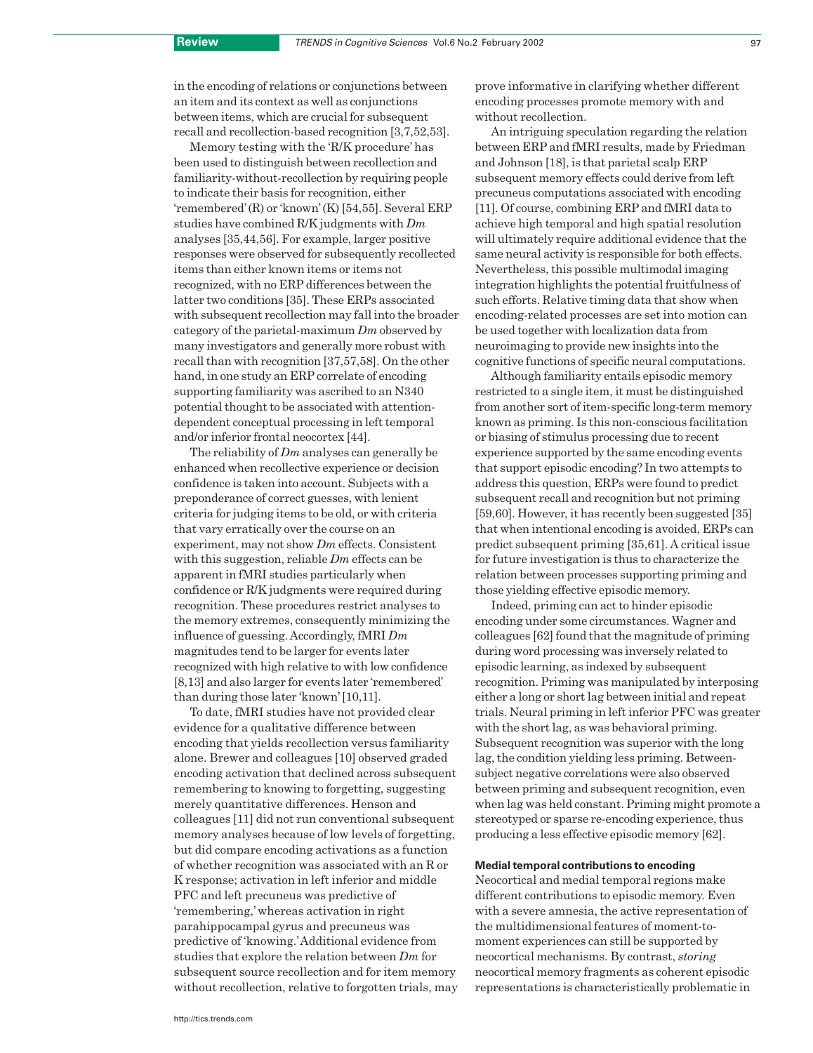in the encoding of relations or conjunctions between an item and its context as well as conjunctions between items, which are crucial for subsequent recall and recollection-based recognition [3,7,52,53].

Memory testing with the 'R/K procedure' has been used to distinguish between recollection and familiarity-without-recollection by requiring people to indicate their basis for recognition, either 'remembered' (R) or 'known' (K) [54,55]. Several ERP studies have combined R/K judgments with *Dm* analyses [35,44,56]. For example, larger positive responses were observed for subsequently recollected items than either known items or items not recognized, with no ERP differences between the latter two conditions [35]. These ERPs associated with subsequent recollection may fall into the broader category of the parietal-maximum *Dm* observed by many investigators and generally more robust with recall than with recognition [37,57,58]. On the other hand, in one study an ERP correlate of encoding supporting familiarity was ascribed to an N340 potential thought to be associated with attention-dependent conceptual processing in left temporal and/or inferior frontal neocortex [44].

The reliability of *Dm* analyses can generally be enhanced when recollective experience or decision confidence is taken into account. Subjects with a preponderance of correct guesses, with lenient criteria for judging items to be old, or with criteria that vary erratically over the course on an experiment, may not show *Dm* effects. Consistent with this suggestion, reliable *Dm* effects can be apparent in fMRI studies particularly when confidence or R/K judgments were required during recognition. These procedures restrict analyses to the memory extremes, consequently minimizing the influence of guessing. Accordingly, fMRI *Dm* magnitudes tend to be larger for events later recognized with high relative to with low confidence [8,13] and also larger for events later 'remembered' than during those later 'known' [10,11].

To date, fMRI studies have not provided clear evidence for a qualitative difference between encoding that yields recollection versus familiarity alone. Brewer and colleagues [10] observed graded encoding activation that declined across subsequent remembering to knowing to forgetting, suggesting merely quantitative differences. Henson and colleagues [11] did not run conventional subsequent memory analyses because of low levels of forgetting, but did compare encoding activations as a function of whether recognition was associated with an R or K response; activation in left inferior and middle PFC and left precuneus was predictive of 'remembering,' whereas activation in right parahippocampal gyrus and precuneus was predictive of 'knowing.' Additional evidence from studies that explore the relation between *Dm* for subsequent source recollection and for item memory without recollection, relative to forgotten trials, may prove informative in clarifying whether different encoding processes promote memory with and without recollection.

An intriguing speculation regarding the relation between ERP and fMRI results, made by Friedman and Johnson [18], is that parietal scalp ERP subsequent memory effects could derive from left precuneus computations associated with encoding [11]. Of course, combining ERP and fMRI data to achieve high temporal and high spatial resolution will ultimately require additional evidence that the same neural activity is responsible for both effects. Nevertheless, this possible multimodal imaging integration highlights the potential fruitfulness of such efforts. Relative timing data that show when encoding-related processes are set into motion can be used together with localization data from neuroimaging to provide new insights into the cognitive functions of specific neural computations.

Although familiarity entails episodic memory restricted to a single item, it must be distinguished from another sort of item-specific long-term memory known as priming. Is this non-conscious facilitation or biasing of stimulus processing due to recent experience supported by the same encoding events that support episodic encoding? In two attempts to address this question, ERPs were found to predict subsequent recall and recognition but not priming [59,60]. However, it has recently been suggested [35] that when intentional encoding is avoided, ERPs can predict subsequent priming [35,61]. A critical issue for future investigation is thus to characterize the relation between processes supporting priming and those yielding effective episodic memory.

Indeed, priming can act to hinder episodic encoding under some circumstances. Wagner and colleagues [62] found that the magnitude of priming during word processing was inversely related to episodic learning, as indexed by subsequent recognition. Priming was manipulated by interposing either a long or short lag between initial and repeat trials. Neural priming in left inferior PFC was greater with the short lag, as was behavioral priming. Subsequent recognition was superior with the long lag, the condition yielding less priming. Between-subject negative correlations were also observed between priming and subsequent recognition, even when lag was held constant. Priming might promote a stereotyped or sparse re-encoding experience, thus producing a less effective episodic memory [62].

### Medial temporal contributions to encoding

Neocortical and medial temporal regions make different contributions to episodic memory. Even with a severe amnesia, the active representation of the multidimensional features of moment-to-moment experiences can still be supported by neocortical mechanisms. By contrast, *storing* neocortical memory fragments as coherent episodic representations is characteristically problematic in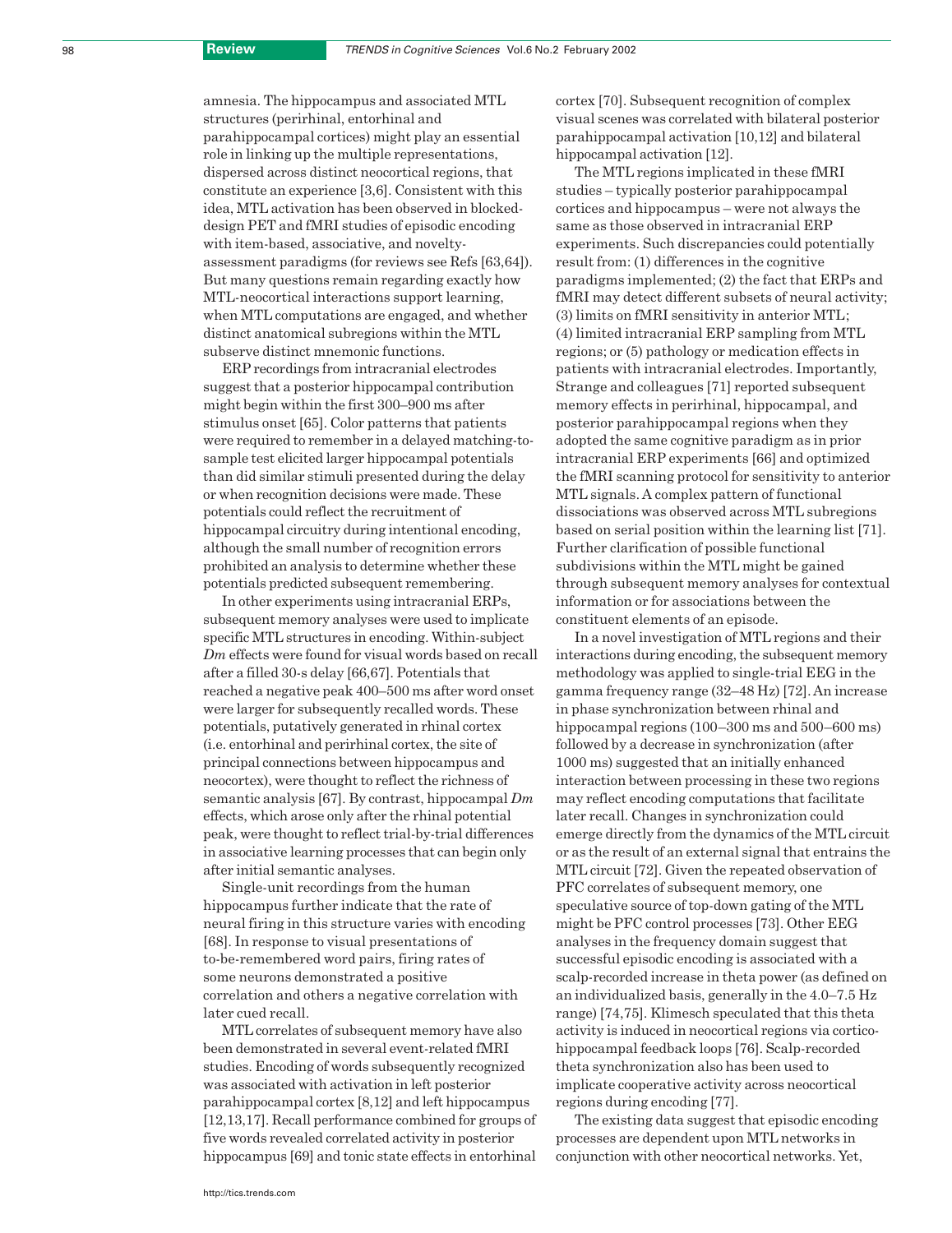amnesia. The hippocampus and associated MTL structures (perirhinal, entorhinal and parahippocampal cortices) might play an essential role in linking up the multiple representations, dispersed across distinct neocortical regions, that constitute an experience [3,6]. Consistent with this idea, MTL activation has been observed in blocked-design PET and fMRI studies of episodic encoding with item-based, associative, and novelty-assessment paradigms (for reviews see Refs [63,64]). But many questions remain regarding exactly how MTL-neocortical interactions support learning, when MTL computations are engaged, and whether distinct anatomical subregions within the MTL subserve distinct mnemonic functions.

ERP recordings from intracranial electrodes suggest that a posterior hippocampal contribution might begin within the first 300–900 ms after stimulus onset [65]. Color patterns that patients were required to remember in a delayed matching-to-sample test elicited larger hippocampal potentials than did similar stimuli presented during the delay or when recognition decisions were made. These potentials could reflect the recruitment of hippocampal circuitry during intentional encoding, although the small number of recognition errors prohibited an analysis to determine whether these potentials predicted subsequent remembering.

In other experiments using intracranial ERPs, subsequent memory analyses were used to implicate specific MTL structures in encoding. Within-subject *Dm* effects were found for visual words based on recall after a filled 30-s delay [66,67]. Potentials that reached a negative peak 400–500 ms after word onset were larger for subsequently recalled words. These potentials, putatively generated in rhinal cortex (i.e. entorhinal and perirhinal cortex, the site of principal connections between hippocampus and neocortex), were thought to reflect the richness of semantic analysis [67]. By contrast, hippocampal *Dm* effects, which arose only after the rhinal potential peak, were thought to reflect trial-by-trial differences in associative learning processes that can begin only after initial semantic analyses.

Single-unit recordings from the human hippocampus further indicate that the rate of neural firing in this structure varies with encoding [68]. In response to visual presentations of to-be-remembered word pairs, firing rates of some neurons demonstrated a positive correlation and others a negative correlation with later cued recall.

MTL correlates of subsequent memory have also been demonstrated in several event-related fMRI studies. Encoding of words subsequently recognized was associated with activation in left posterior parahippocampal cortex [8,12] and left hippocampus [12,13,17]. Recall performance combined for groups of five words revealed correlated activity in posterior hippocampus [69] and tonic state effects in entorhinal cortex [70]. Subsequent recognition of complex visual scenes was correlated with bilateral posterior parahippocampal activation [10,12] and bilateral hippocampal activation [12].

The MTL regions implicated in these fMRI studies – typically posterior parahippocampal cortices and hippocampus – were not always the same as those observed in intracranial ERP experiments. Such discrepancies could potentially result from: (1) differences in the cognitive paradigms implemented; (2) the fact that ERPs and fMRI may detect different subsets of neural activity; (3) limits on fMRI sensitivity in anterior MTL; (4) limited intracranial ERP sampling from MTL regions; or (5) pathology or medication effects in patients with intracranial electrodes. Importantly, Strange and colleagues [71] reported subsequent memory effects in perirhinal, hippocampal, and posterior parahippocampal regions when they adopted the same cognitive paradigm as in prior intracranial ERP experiments [66] and optimized the fMRI scanning protocol for sensitivity to anterior MTL signals. A complex pattern of functional dissociations was observed across MTL subregions based on serial position within the learning list [71]. Further clarification of possible functional subdivisions within the MTL might be gained through subsequent memory analyses for contextual information or for associations between the constituent elements of an episode.

In a novel investigation of MTL regions and their interactions during encoding, the subsequent memory methodology was applied to single-trial EEG in the gamma frequency range (32–48 Hz) [72]. An increase in phase synchronization between rhinal and hippocampal regions (100–300 ms and 500–600 ms) followed by a decrease in synchronization (after 1000 ms) suggested that an initially enhanced interaction between processing in these two regions may reflect encoding computations that facilitate later recall. Changes in synchronization could emerge directly from the dynamics of the MTL circuit or as the result of an external signal that entrains the MTL circuit [72]. Given the repeated observation of PFC correlates of subsequent memory, one speculative source of top-down gating of the MTL might be PFC control processes [73]. Other EEG analyses in the frequency domain suggest that successful episodic encoding is associated with a scalp-recorded increase in theta power (as defined on an individualized basis, generally in the 4.0–7.5 Hz range) [74,75]. Klimesch speculated that this theta activity is induced in neocortical regions via cortico-hippocampal feedback loops [76]. Scalp-recorded theta synchronization also has been used to implicate cooperative activity across neocortical regions during encoding [77].

The existing data suggest that episodic encoding processes are dependent upon MTL networks in conjunction with other neocortical networks. Yet,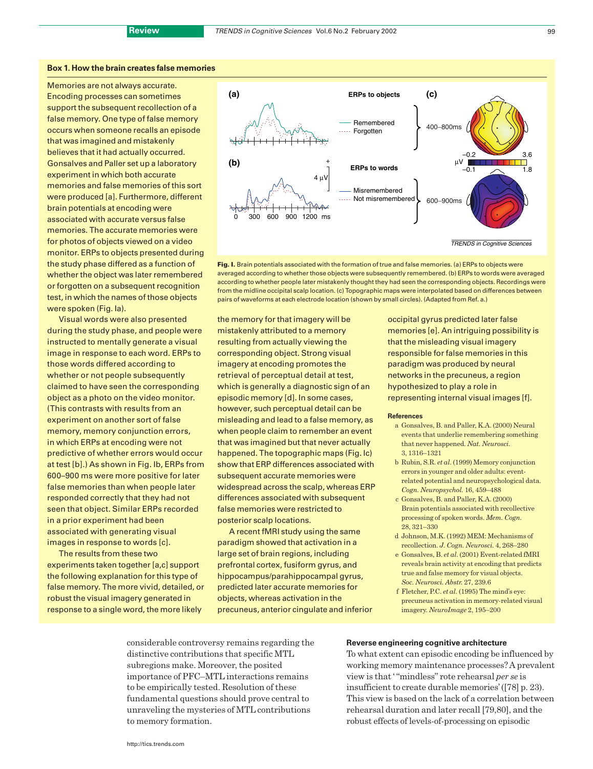### Box 1. How the brain creates false memories

Memories are not always accurate. Encoding processes can sometimes support the subsequent recollection of a false memory. One type of false memory occurs when someone recalls an episode that was imagined and mistakenly believes that it had actually occurred. Gonsalves and Paller set up a laboratory experiment in which both accurate memories and false memories of this sort were produced [a]. Furthermore, different brain potentials at encoding were associated with accurate versus false memories. The accurate memories were for photos of objects viewed on a video monitor. ERPs to objects presented during the study phase differed as a function of whether the object was later remembered or forgotten on a subsequent recognition test, in which the names of those objects were spoken (Fig. Ia).

Visual words were also presented during the study phase, and people were instructed to mentally generate a visual image in response to each word. ERPs to those words differed according to whether or not people subsequently claimed to have seen the corresponding object as a photo on the video monitor. (This contrasts with results from an experiment on another sort of false memory, memory conjunction errors, in which ERPs at encoding were not predictive of whether errors would occur at test [b].) As shown in Fig. Ib, ERPs from 600–900 ms were more positive for later false memories than when people later responded correctly that they had not seen that object. Similar ERPs recorded in a prior experiment had been associated with generating visual images in response to words [c].

The results from these two experiments taken together [a,c] support the following explanation for this type of false memory. The more vivid, detailed, or robust the visual imagery generated in response to a single word, the more likely the memory for that imagery will be mistakenly attributed to a memory resulting from actually viewing the corresponding object. Strong visual imagery at encoding promotes the retrieval of perceptual detail at test, which is generally a diagnostic sign of an episodic memory [d]. In some cases, however, such perceptual detail can be misleading and lead to a false memory, as when people claim to remember an event that was imagined but that never actually happened. The topographic maps (Fig. Ic) show that ERP differences associated with subsequent accurate memories were widespread across the scalp, whereas ERP differences associated with subsequent false memories were restricted to posterior scalp locations.

A recent fMRI study using the same paradigm showed that activation in a large set of brain regions, including prefrontal cortex, fusiform gyrus, and hippocampus/parahippocampal gyrus, predicted later accurate memories for objects, whereas activation in the precuneus, anterior cingulate and inferior occipital gyrus predicted later false memories [e]. An intriguing possibility is that the misleading visual imagery responsible for false memories in this paradigm was produced by neural networks in the precuneus, a region hypothesized to play a role in representing internal visual images [f].

(a)
ERPs to objects
Remembered
Forgotten
400–800ms
(c)
−0.2 3.6
μV
−0.1 1.8
(b)
+
4 μV
0 300 600 900 1200 ms
ERPs to words
Misremembered
Not misremembered
600–900ms

**Fig. I.** Brain potentials associated with the formation of true and false memories. (a) ERPs to objects were averaged according to whether those objects were subsequently remembered. (b) ERPs to words were averaged according to whether people later mistakenly thought that they had seen the corresponding objects. Recordings were from the midline occipital scalp location. (c) Topographic maps were interpolated based on differences between pairs of waveforms at each electrode location (shown by small circles). (Adapted from Ref. a.)

**References**

a Gonsalves, B. and Paller, K.A. (2000) Neural events that underlie remembering something that never happened. *Nat. Neurosci.* 3, 1316–1321

b Rubin, S.R. *et al.* (1999) Memory conjunction errors in younger and older adults: event-related potential and neuropsychological data. *Cogn. Neuropsychol.* 16, 459–488

c Gonsalves, B. and Paller, K.A. (2000) Brain potentials associated with recollective processing of spoken words. *Mem. Cogn.* 28, 321–330

d Johnson, M.K. (1992) MEM: Mechanisms of recollection. *J. Cogn. Neurosci.* 4, 268–280

e Gonsalves, B. *et al.* (2001) Event-related fMRI reveals brain activity at encoding that predicts true and false memory for visual objects. *Soc. Neurosci. Abstr.* 27, 239.6

f Fletcher, P.C. *et al.* (1995) The mind's eye: precuneus activation in memory-related visual imagery. *NeuroImage* 2, 195–200

considerable controversy remains regarding the distinctive contributions that specific MTL subregions make. Moreover, the posited importance of PFC–MTL interactions remains to be empirically tested. Resolution of these fundamental questions should prove central to unraveling the mysteries of MTL contributions to memory formation.

### Reverse engineering cognitive architecture

To what extent can episodic encoding be influenced by working memory maintenance processes? A prevalent view is that '"mindless" rote rehearsal *per se* is insufficient to create durable memories' ([78] p. 23). This view is based on the lack of a correlation between rehearsal duration and later recall [79,80], and the robust effects of levels-of-processing on episodic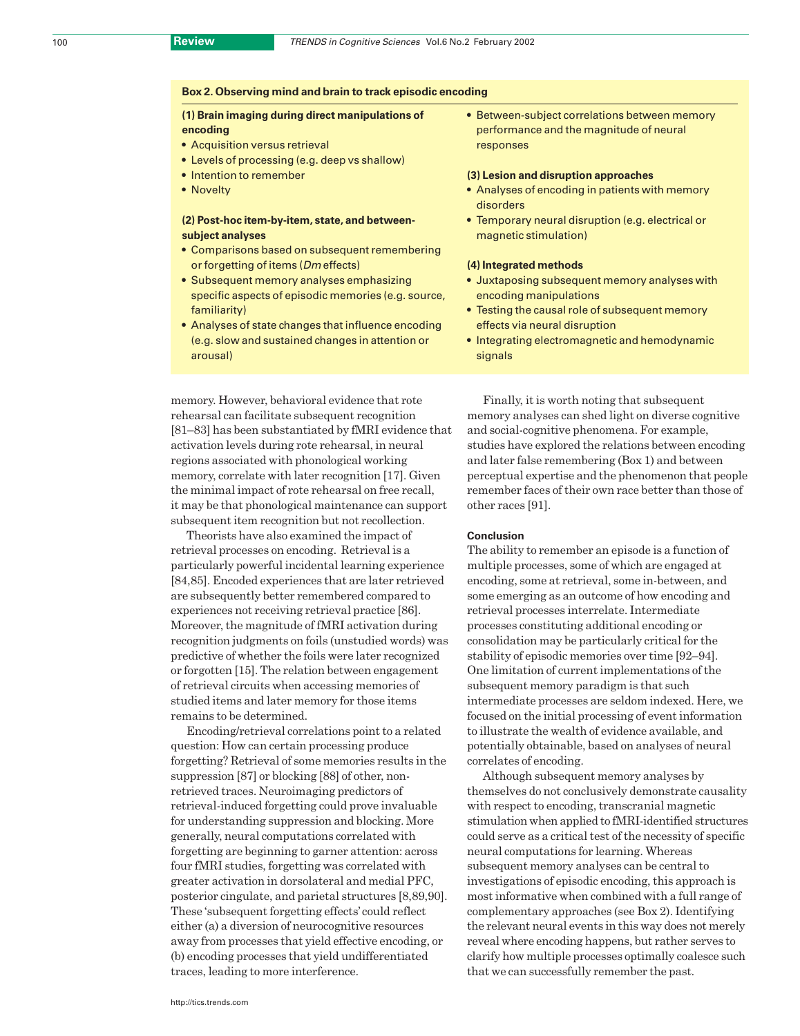**Box 2. Observing mind and brain to track episodic encoding**

**(1) Brain imaging during direct manipulations of encoding**
- Acquisition versus retrieval
- Levels of processing (e.g. deep vs shallow)
- Intention to remember
- Novelty

**(2) Post-hoc item-by-item, state, and between-subject analyses**
- Comparisons based on subsequent remembering or forgetting of items (*Dm* effects)
- Subsequent memory analyses emphasizing specific aspects of episodic memories (e.g. source, familiarity)
- Analyses of state changes that influence encoding (e.g. slow and sustained changes in attention or arousal)
- Between-subject correlations between memory performance and the magnitude of neural responses

**(3) Lesion and disruption approaches**
- Analyses of encoding in patients with memory disorders
- Temporary neural disruption (e.g. electrical or magnetic stimulation)

**(4) Integrated methods**
- Juxtaposing subsequent memory analyses with encoding manipulations
- Testing the causal role of subsequent memory effects via neural disruption
- Integrating electromagnetic and hemodynamic signals

memory. However, behavioral evidence that rote rehearsal can facilitate subsequent recognition [81–83] has been substantiated by fMRI evidence that activation levels during rote rehearsal, in neural regions associated with phonological working memory, correlate with later recognition [17]. Given the minimal impact of rote rehearsal on free recall, it may be that phonological maintenance can support subsequent item recognition but not recollection.

Theorists have also examined the impact of retrieval processes on encoding. Retrieval is a particularly powerful incidental learning experience [84,85]. Encoded experiences that are later retrieved are subsequently better remembered compared to experiences not receiving retrieval practice [86]. Moreover, the magnitude of fMRI activation during recognition judgments on foils (unstudied words) was predictive of whether the foils were later recognized or forgotten [15]. The relation between engagement of retrieval circuits when accessing memories of studied items and later memory for those items remains to be determined.

Encoding/retrieval correlations point to a related question: How can certain processing produce forgetting? Retrieval of some memories results in the suppression [87] or blocking [88] of other, non-retrieved traces. Neuroimaging predictors of retrieval-induced forgetting could prove invaluable for understanding suppression and blocking. More generally, neural computations correlated with forgetting are beginning to garner attention: across four fMRI studies, forgetting was correlated with greater activation in dorsolateral and medial PFC, posterior cingulate, and parietal structures [8,89,90]. These 'subsequent forgetting effects' could reflect either (a) a diversion of neurocognitive resources away from processes that yield effective encoding, or (b) encoding processes that yield undifferentiated traces, leading to more interference.

Finally, it is worth noting that subsequent memory analyses can shed light on diverse cognitive and social-cognitive phenomena. For example, studies have explored the relations between encoding and later false remembering (Box 1) and between perceptual expertise and the phenomenon that people remember faces of their own race better than those of other races [91].

### Conclusion

The ability to remember an episode is a function of multiple processes, some of which are engaged at encoding, some at retrieval, some in-between, and some emerging as an outcome of how encoding and retrieval processes interrelate. Intermediate processes constituting additional encoding or consolidation may be particularly critical for the stability of episodic memories over time [92–94]. One limitation of current implementations of the subsequent memory paradigm is that such intermediate processes are seldom indexed. Here, we focused on the initial processing of event information to illustrate the wealth of evidence available, and potentially obtainable, based on analyses of neural correlates of encoding.

Although subsequent memory analyses by themselves do not conclusively demonstrate causality with respect to encoding, transcranial magnetic stimulation when applied to fMRI-identified structures could serve as a critical test of the necessity of specific neural computations for learning. Whereas subsequent memory analyses can be central to investigations of episodic encoding, this approach is most informative when combined with a full range of complementary approaches (see Box 2). Identifying the relevant neural events in this way does not merely reveal where encoding happens, but rather serves to clarify how multiple processes optimally coalesce such that we can successfully remember the past.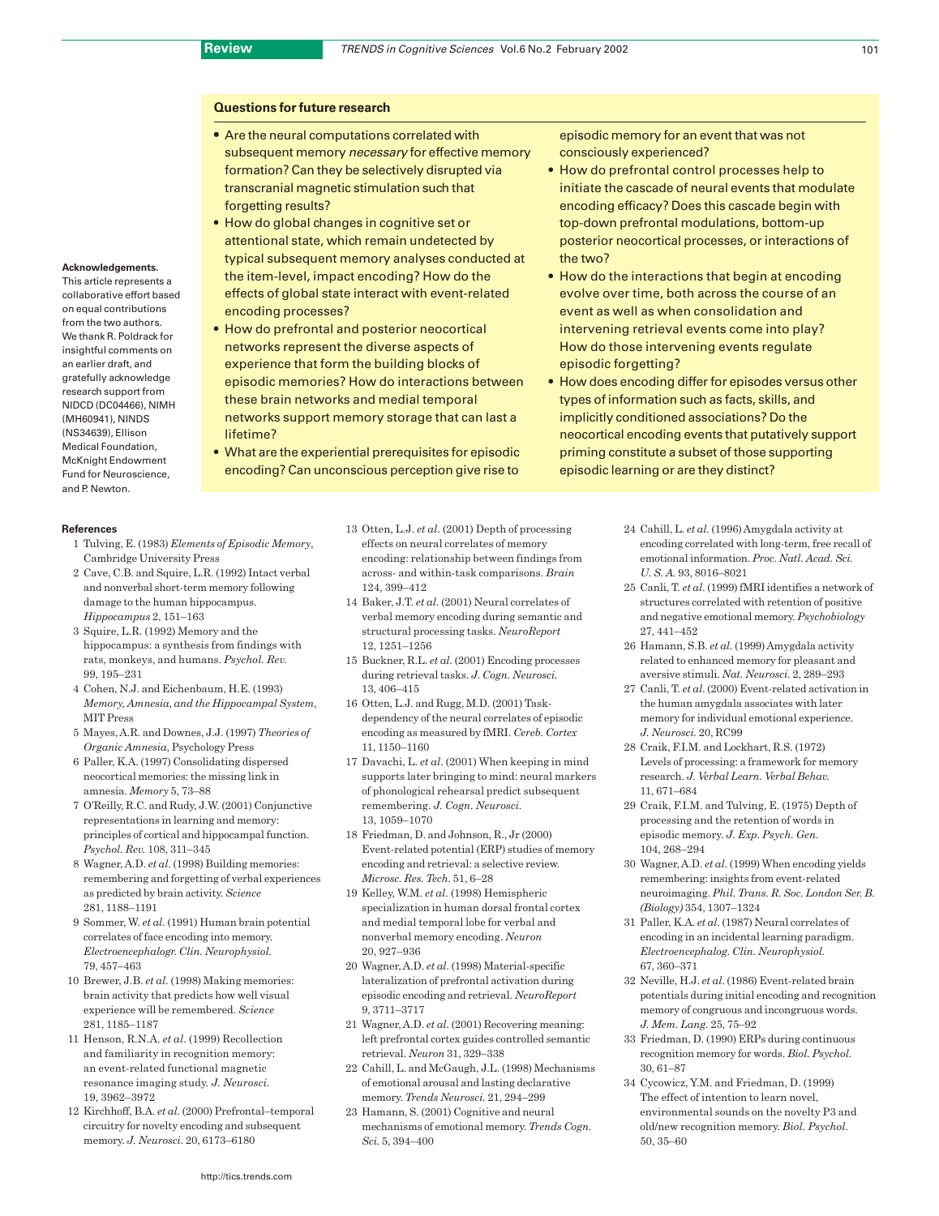## Questions for future research

- Are the neural computations correlated with subsequent memory *necessary* for effective memory formation? Can they be selectively disrupted via transcranial magnetic stimulation such that forgetting results?
- How do global changes in cognitive set or attentional state, which remain undetected by typical subsequent memory analyses conducted at the item-level, impact encoding? How do the effects of global state interact with event-related encoding processes?
- How do prefrontal and posterior neocortical networks represent the diverse aspects of experience that form the building blocks of episodic memories? How do interactions between these brain networks and medial temporal networks support memory storage that can last a lifetime?
- What are the experiential prerequisites for episodic encoding? Can unconscious perception give rise to episodic memory for an event that was not consciously experienced?
- How do prefrontal control processes help to initiate the cascade of neural events that modulate encoding efficacy? Does this cascade begin with top-down prefrontal modulations, bottom-up posterior neocortical processes, or interactions of the two?
- How do the interactions that begin at encoding evolve over time, both across the course of an event as well as when consolidation and intervening retrieval events come into play? How do those intervening events regulate episodic forgetting?
- How does encoding differ for episodes versus other types of information such as facts, skills, and implicitly conditioned associations? Do the neocortical encoding events that putatively support priming constitute a subset of those supporting episodic learning or are they distinct?

**Acknowledgements.**
This article represents a collaborative effort based on equal contributions from the two authors. We thank R. Poldrack for insightful comments on an earlier draft, and gratefully acknowledge research support from NIDCD (DC04466), NIMH (MH60941), NINDS (NS34639), Ellison Medical Foundation, McKnight Endowment Fund for Neuroscience, and P. Newton.

### References

1 Tulving, E. (1983) *Elements of Episodic Memory*, Cambridge University Press

2 Cave, C.B. and Squire, L.R. (1992) Intact verbal and nonverbal short-term memory following damage to the human hippocampus. *Hippocampus* 2, 151–163

3 Squire, L.R. (1992) Memory and the hippocampus: a synthesis from findings with rats, monkeys, and humans. *Psychol. Rev.* 99, 195–231

4 Cohen, N.J. and Eichenbaum, H.E. (1993) *Memory, Amnesia, and the Hippocampal System*, MIT Press

5 Mayes, A.R. and Downes, J.J. (1997) *Theories of Organic Amnesia*, Psychology Press

6 Paller, K.A. (1997) Consolidating dispersed neocortical memories: the missing link in amnesia. *Memory* 5, 73–88

7 O'Reilly, R.C. and Rudy, J.W. (2001) Conjunctive representations in learning and memory: principles of cortical and hippocampal function. *Psychol. Rev.* 108, 311–345

8 Wagner, A.D. *et al.* (1998) Building memories: remembering and forgetting of verbal experiences as predicted by brain activity. *Science* 281, 1188–1191

9 Sommer, W. *et al.* (1991) Human brain potential correlates of face encoding into memory. *Electroencephalogr. Clin. Neurophysiol.* 79, 457–463

10 Brewer, J.B. *et al.* (1998) Making memories: brain activity that predicts how well visual experience will be remembered. *Science* 281, 1185–1187

11 Henson, R.N.A. *et al.* (1999) Recollection and familiarity in recognition memory: an event-related functional magnetic resonance imaging study. *J. Neurosci.* 19, 3962–3972

12 Kirchhoff, B.A. *et al.* (2000) Prefrontal–temporal circuitry for novelty encoding and subsequent memory. *J. Neurosci.* 20, 6173–6180

13 Otten, L.J. *et al.* (2001) Depth of processing effects on neural correlates of memory encoding: relationship between findings from across- and within-task comparisons. *Brain* 124, 399–412

14 Baker, J.T. *et al.* (2001) Neural correlates of verbal memory encoding during semantic and structural processing tasks. *NeuroReport* 12, 1251–1256

15 Buckner, R.L. *et al.* (2001) Encoding processes during retrieval tasks. *J. Cogn. Neurosci.* 13, 406–415

16 Otten, L.J. and Rugg, M.D. (2001) Task-dependency of the neural correlates of episodic encoding as measured by fMRI. *Cereb. Cortex* 11, 1150–1160

17 Davachi, L. *et al.* (2001) When keeping in mind supports later bringing to mind: neural markers of phonological rehearsal predict subsequent remembering. *J. Cogn. Neurosci.* 13, 1059–1070

18 Friedman, D. and Johnson, R., Jr (2000) Event-related potential (ERP) studies of memory encoding and retrieval: a selective review. *Microsc. Res. Tech.* 51, 6–28

19 Kelley, W.M. *et al.* (1998) Hemispheric specialization in human dorsal frontal cortex and medial temporal lobe for verbal and nonverbal memory encoding. *Neuron* 20, 927–936

20 Wagner, A.D. *et al.* (1998) Material-specific lateralization of prefrontal activation during episodic encoding and retrieval. *NeuroReport* 9, 3711–3717

21 Wagner, A.D. *et al.* (2001) Recovering meaning: left prefrontal cortex guides controlled semantic retrieval. *Neuron* 31, 329–338

22 Cahill, L. and McGaugh, J.L. (1998) Mechanisms of emotional arousal and lasting declarative memory. *Trends Neurosci.* 21, 294–299

23 Hamann, S. (2001) Cognitive and neural mechanisms of emotional memory. *Trends Cogn. Sci.* 5, 394–400

24 Cahill, L. *et al.* (1996) Amygdala activity at encoding correlated with long-term, free recall of emotional information. *Proc. Natl. Acad. Sci. U. S. A.* 93, 8016–8021

25 Canli, T. *et al.* (1999) fMRI identifies a network of structures correlated with retention of positive and negative emotional memory. *Psychobiology* 27, 441–452

26 Hamann, S.B. *et al.* (1999) Amygdala activity related to enhanced memory for pleasant and aversive stimuli. *Nat. Neurosci.* 2, 289–293

27 Canli, T. *et al.* (2000) Event-related activation in the human amygdala associates with later memory for individual emotional experience. *J. Neurosci.* 20, RC99

28 Craik, F.I.M. and Lockhart, R.S. (1972) Levels of processing: a framework for memory research. *J. Verbal Learn. Verbal Behav.* 11, 671–684

29 Craik, F.I.M. and Tulving, E. (1975) Depth of processing and the retention of words in episodic memory. *J. Exp. Psych. Gen.* 104, 268–294

30 Wagner, A.D. *et al.* (1999) When encoding yields remembering: insights from event-related neuroimaging. *Phil. Trans. R. Soc. London Ser. B. (Biology)* 354, 1307–1324

31 Paller, K.A. *et al.* (1987) Neural correlates of encoding in an incidental learning paradigm. *Electroencephalog. Clin. Neurophysiol.* 67, 360–371

32 Neville, H.J. *et al.* (1986) Event-related brain potentials during initial encoding and recognition memory of congruous and incongruous words. *J. Mem. Lang.* 25, 75–92

33 Friedman, D. (1990) ERPs during continuous recognition memory for words. *Biol. Psychol.* 30, 61–87

34 Cycowicz, Y.M. and Friedman, D. (1999) The effect of intention to learn novel, environmental sounds on the novelty P3 and old/new recognition memory. *Biol. Psychol.* 50, 35–60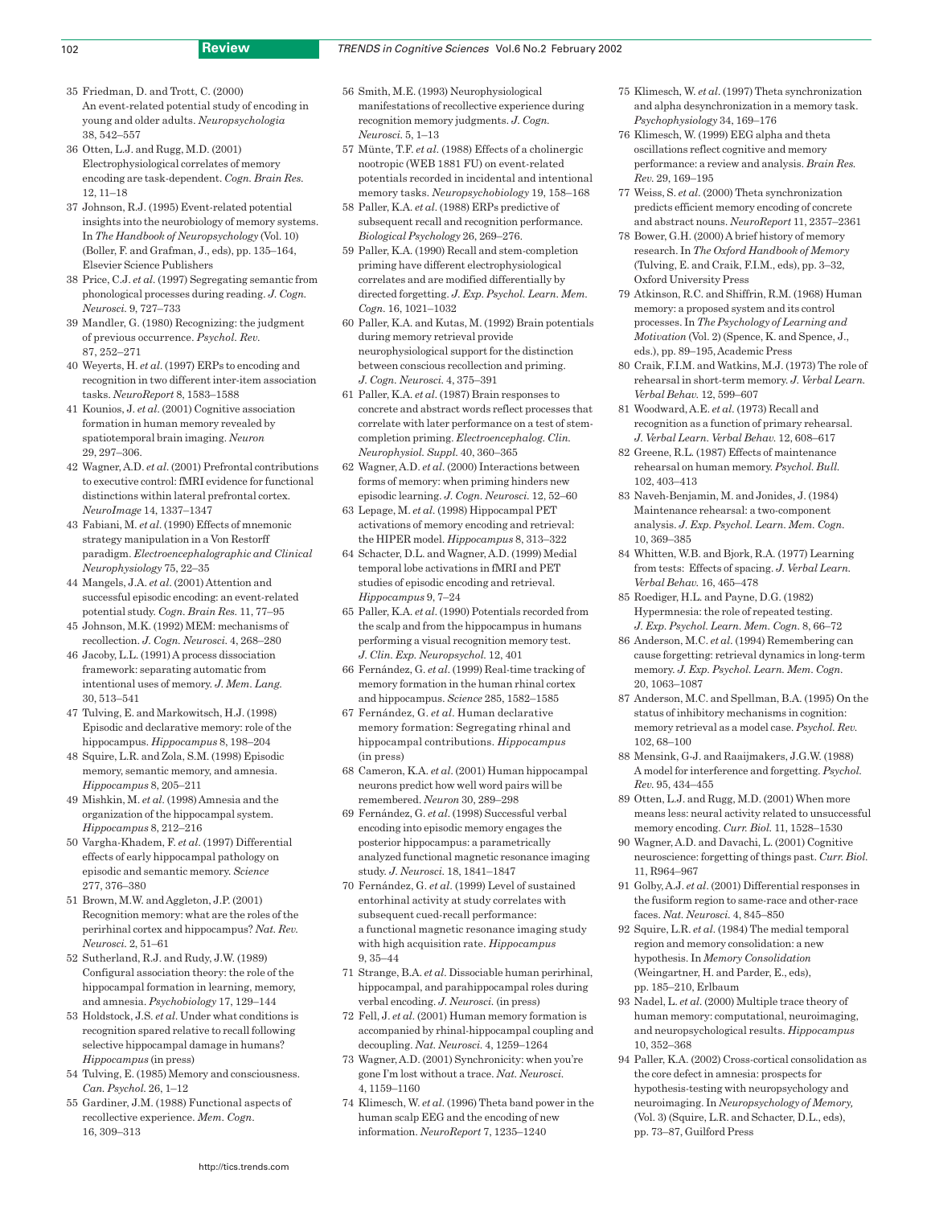35 Friedman, D. and Trott, C. (2000) An event-related potential study of encoding in young and older adults. *Neuropsychologia* 38, 542–557

36 Otten, L.J. and Rugg, M.D. (2001) Electrophysiological correlates of memory encoding are task-dependent. *Cogn. Brain Res.* 12, 11–18

37 Johnson, R.J. (1995) Event-related potential insights into the neurobiology of memory systems. In *The Handbook of Neuropsychology* (Vol. 10) (Boller, F. and Grafman, J., eds), pp. 135–164, Elsevier Science Publishers

38 Price, C.J. *et al.* (1997) Segregating semantic from phonological processes during reading. *J. Cogn. Neurosci.* 9, 727–733

39 Mandler, G. (1980) Recognizing: the judgment of previous occurrence. *Psychol. Rev.* 87, 252–271

40 Weyerts, H. *et al.* (1997) ERPs to encoding and recognition in two different inter-item association tasks. *NeuroReport* 8, 1583–1588

41 Kounios, J. *et al.* (2001) Cognitive association formation in human memory revealed by spatiotemporal brain imaging. *Neuron* 29, 297–306.

42 Wagner, A.D. *et al.* (2001) Prefrontal contributions to executive control: fMRI evidence for functional distinctions within lateral prefrontal cortex. *NeuroImage* 14, 1337–1347

43 Fabiani, M. *et al.* (1990) Effects of mnemonic strategy manipulation in a Von Restorff paradigm. *Electroencephalographic and Clinical Neurophysiology* 75, 22–35

44 Mangels, J.A. *et al.* (2001) Attention and successful episodic encoding: an event-related potential study. *Cogn. Brain Res.* 11, 77–95

45 Johnson, M.K. (1992) MEM: mechanisms of recollection. *J. Cogn. Neurosci.* 4, 268–280

46 Jacoby, L.L. (1991) A process dissociation framework: separating automatic from intentional uses of memory. *J. Mem. Lang.* 30, 513–541

47 Tulving, E. and Markowitsch, H.J. (1998) Episodic and declarative memory: role of the hippocampus. *Hippocampus* 8, 198–204

48 Squire, L.R. and Zola, S.M. (1998) Episodic memory, semantic memory, and amnesia. *Hippocampus* 8, 205–211

49 Mishkin, M. *et al.* (1998) Amnesia and the organization of the hippocampal system. *Hippocampus* 8, 212–216

50 Vargha-Khadem, F. *et al.* (1997) Differential effects of early hippocampal pathology on episodic and semantic memory. *Science* 277, 376–380

51 Brown, M.W. and Aggleton, J.P. (2001) Recognition memory: what are the roles of the perirhinal cortex and hippocampus? *Nat. Rev. Neurosci.* 2, 51–61

52 Sutherland, R.J. and Rudy, J.W. (1989) Configural association theory: the role of the hippocampal formation in learning, memory, and amnesia. *Psychobiology* 17, 129–144

53 Holdstock, J.S. *et al.* Under what conditions is recognition spared relative to recall following selective hippocampal damage in humans? *Hippocampus* (in press)

54 Tulving, E. (1985) Memory and consciousness. *Can. Psychol.* 26, 1–12

55 Gardiner, J.M. (1988) Functional aspects of recollective experience. *Mem. Cogn.* 16, 309–313

56 Smith, M.E. (1993) Neurophysiological manifestations of recollective experience during recognition memory judgments. *J. Cogn. Neurosci.* 5, 1–13

57 Münte, T.F. *et al.* (1988) Effects of a cholinergic nootropic (WEB 1881 FU) on event-related potentials recorded in incidental and intentional memory tasks. *Neuropsychobiology* 19, 158–168

58 Paller, K.A. *et al.* (1988) ERPs predictive of subsequent recall and recognition performance. *Biological Psychology* 26, 269–276.

59 Paller, K.A. (1990) Recall and stem-completion priming have different electrophysiological correlates and are modified differentially by directed forgetting. *J. Exp. Psychol. Learn. Mem. Cogn.* 16, 1021–1032

60 Paller, K.A. and Kutas, M. (1992) Brain potentials during memory retrieval provide neurophysiological support for the distinction between conscious recollection and priming. *J. Cogn. Neurosci.* 4, 375–391

61 Paller, K.A. *et al.* (1987) Brain responses to concrete and abstract words reflect processes that correlate with later performance on a test of stem-completion priming. *Electroencephalog. Clin. Neurophysiol. Suppl.* 40, 360–365

62 Wagner, A.D. *et al.* (2000) Interactions between forms of memory: when priming hinders new episodic learning. *J. Cogn. Neurosci.* 12, 52–60

63 Lepage, M. *et al.* (1998) Hippocampal PET activations of memory encoding and retrieval: the HIPER model. *Hippocampus* 8, 313–322

64 Schacter, D.L. and Wagner, A.D. (1999) Medial temporal lobe activations in fMRI and PET studies of episodic encoding and retrieval. *Hippocampus* 9, 7–24

65 Paller, K.A. *et al.* (1990) Potentials recorded from the scalp and from the hippocampus in humans performing a visual recognition memory test. *J. Clin. Exp. Neuropsychol.* 12, 401

66 Fernández, G. *et al.* (1999) Real-time tracking of memory formation in the human rhinal cortex and hippocampus. *Science* 285, 1582–1585

67 Fernández, G. *et al.* Human declarative memory formation: Segregating rhinal and hippocampal contributions. *Hippocampus* (in press)

68 Cameron, K.A. *et al.* (2001) Human hippocampal neurons predict how well word pairs will be remembered. *Neuron* 30, 289–298

69 Fernández, G. *et al.* (1998) Successful verbal encoding into episodic memory engages the posterior hippocampus: a parametrically analyzed functional magnetic resonance imaging study. *J. Neurosci.* 18, 1841–1847

70 Fernández, G. *et al.* (1999) Level of sustained entorhinal activity at study correlates with subsequent cued-recall performance: a functional magnetic resonance imaging study with high acquisition rate. *Hippocampus* 9, 35–44

71 Strange, B.A. *et al.* Dissociable human perirhinal, hippocampal, and parahippocampal roles during verbal encoding. *J. Neurosci.* (in press)

72 Fell, J. *et al.* (2001) Human memory formation is accompanied by rhinal-hippocampal coupling and decoupling. *Nat. Neurosci.* 4, 1259–1264

73 Wagner, A.D. (2001) Synchronicity: when you're gone I'm lost without a trace. *Nat. Neurosci.* 4, 1159–1160

74 Klimesch, W. *et al.* (1996) Theta band power in the human scalp EEG and the encoding of new information. *NeuroReport* 7, 1235–1240

75 Klimesch, W. *et al.* (1997) Theta synchronization and alpha desynchronization in a memory task. *Psychophysiology* 34, 169–176

76 Klimesch, W. (1999) EEG alpha and theta oscillations reflect cognitive and memory performance: a review and analysis. *Brain Res. Rev.* 29, 169–195

77 Weiss, S. *et al.* (2000) Theta synchronization predicts efficient memory encoding of concrete and abstract nouns. *NeuroReport* 11, 2357–2361

78 Bower, G.H. (2000) A brief history of memory research. In *The Oxford Handbook of Memory* (Tulving, E. and Craik, F.I.M., eds), pp. 3–32, Oxford University Press

79 Atkinson, R.C. and Shiffrin, R.M. (1968) Human memory: a proposed system and its control processes. In *The Psychology of Learning and Motivation* (Vol. 2) (Spence, K. and Spence, J., eds.), pp. 89–195, Academic Press

80 Craik, F.I.M. and Watkins, M.J. (1973) The role of rehearsal in short-term memory. *J. Verbal Learn. Verbal Behav.* 12, 599–607

81 Woodward, A.E. *et al.* (1973) Recall and recognition as a function of primary rehearsal. *J. Verbal Learn. Verbal Behav.* 12, 608–617

82 Greene, R.L. (1987) Effects of maintenance rehearsal on human memory. *Psychol. Bull.* 102, 403–413

83 Naveh-Benjamin, M. and Jonides, J. (1984) Maintenance rehearsal: a two-component analysis. *J. Exp. Psychol. Learn. Mem. Cogn.* 10, 369–385

84 Whitten, W.B. and Bjork, R.A. (1977) Learning from tests: Effects of spacing. *J. Verbal Learn. Verbal Behav.* 16, 465–478

85 Roediger, H.L. and Payne, D.G. (1982) Hypermnesia: the role of repeated testing. *J. Exp. Psychol. Learn. Mem. Cogn.* 8, 66–72

86 Anderson, M.C. *et al.* (1994) Remembering can cause forgetting: retrieval dynamics in long-term memory. *J. Exp. Psychol. Learn. Mem. Cogn.* 20, 1063–1087

87 Anderson, M.C. and Spellman, B.A. (1995) On the status of inhibitory mechanisms in cognition: memory retrieval as a model case. *Psychol. Rev.* 102, 68–100

88 Mensink, G-J. and Raaijmakers, J.G.W. (1988) A model for interference and forgetting. *Psychol. Rev.* 95, 434–455

89 Otten, L.J. and Rugg, M.D. (2001) When more means less: neural activity related to unsuccessful memory encoding. *Curr. Biol.* 11, 1528–1530

90 Wagner, A.D. and Davachi, L. (2001) Cognitive neuroscience: forgetting of things past. *Curr. Biol.* 11, R964–967

91 Golby, A.J. *et al.* (2001) Differential responses in the fusiform region to same-race and other-race faces. *Nat. Neurosci.* 4, 845–850

92 Squire, L.R. *et al.* (1984) The medial temporal region and memory consolidation: a new hypothesis. In *Memory Consolidation* (Weingartner, H. and Parder, E., eds), pp. 185–210, Erlbaum

93 Nadel, L. *et al.* (2000) Multiple trace theory of human memory: computational, neuroimaging, and neuropsychological results. *Hippocampus* 10, 352–368

94 Paller, K.A. (2002) Cross-cortical consolidation as the core defect in amnesia: prospects for hypothesis-testing with neuropsychology and neuroimaging. In *Neuropsychology of Memory,* (Vol. 3) (Squire, L.R. and Schacter, D.L., eds), pp. 73–87, Guilford Press